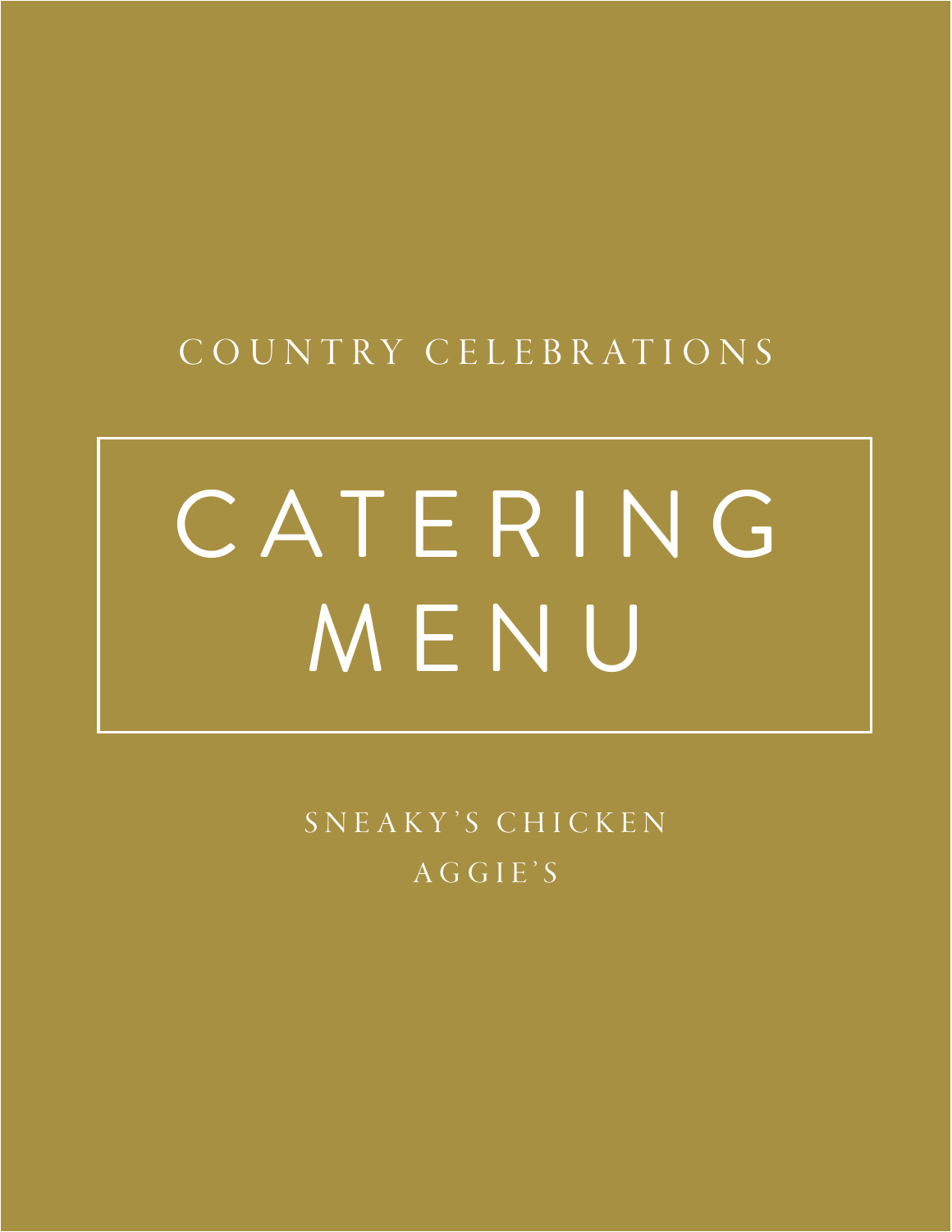COUNTRY CELEBRATIONS

# CATERING MENU

SNEAKY'S CHICKEN

AGGIE'S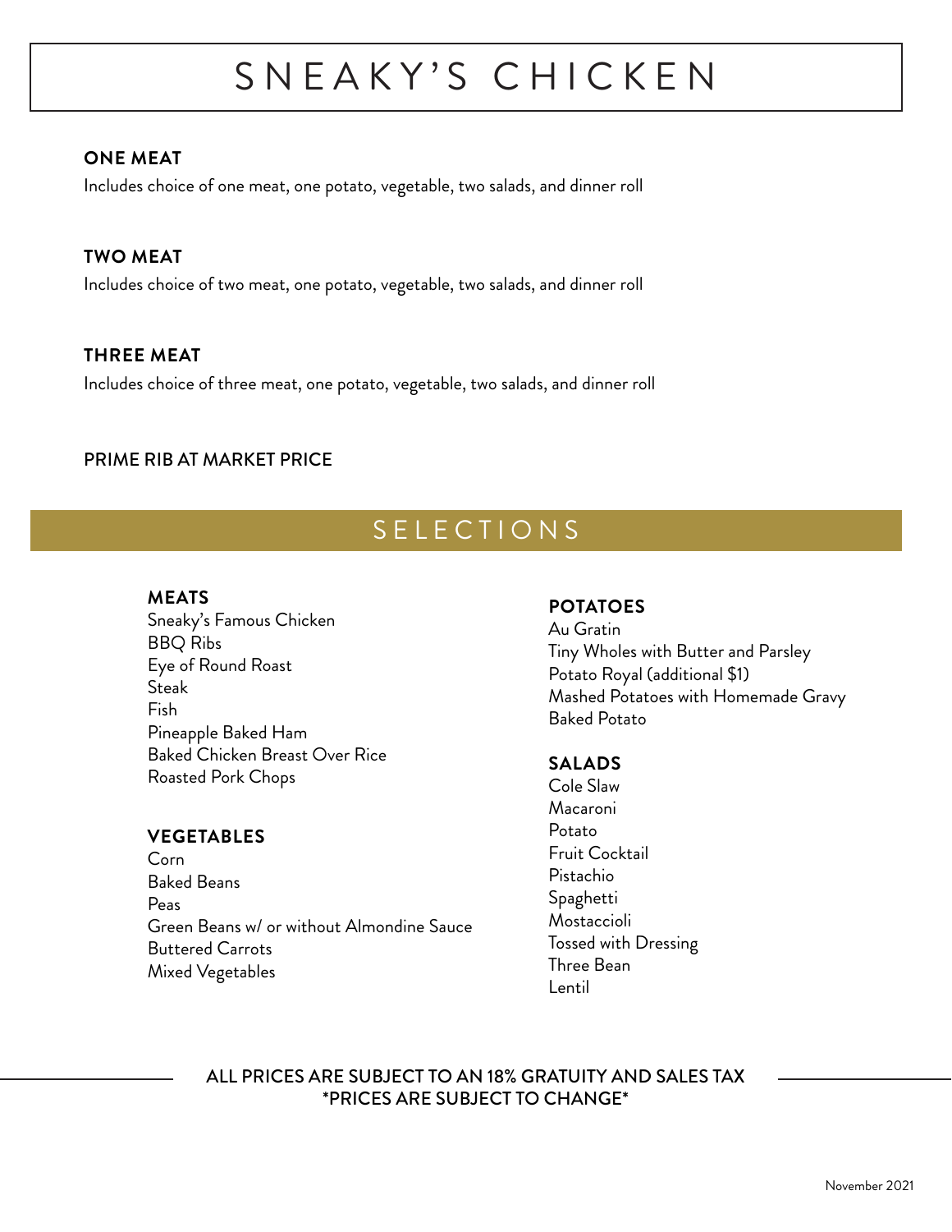# SNEAKY'S CHICKEN

**ONE MEAT**

Includes choice of one meat, one potato, vegetable, two salads, and dinner roll

**TWO MEAT**

Includes choice of two meat, one potato, vegetable, two salads, and dinner roll

**THREE MEAT**

Includes choice of three meat, one potato, vegetable, two salads, and dinner roll

PRIME RIB AT MARKET PRICE

## SELECTIONS

**MEATS**

Sneaky's Famous Chicken
BBQ Ribs
Eye of Round Roast
Steak
Fish
Pineapple Baked Ham
Baked Chicken Breast Over Rice
Roasted Pork Chops

**VEGETABLES**

Corn
Baked Beans
Peas
Green Beans w/ or without Almondine Sauce
Buttered Carrots
Mixed Vegetables

**POTATOES**

Au Gratin
Tiny Wholes with Butter and Parsley
Potato Royal (additional $1)
Mashed Potatoes with Homemade Gravy
Baked Potato

**SALADS**

Cole Slaw
Macaroni
Potato
Fruit Cocktail
Pistachio
Spaghetti
Mostaccioli
Tossed with Dressing
Three Bean
Lentil

ALL PRICES ARE SUBJECT TO AN 18% GRATUITY AND SALES TAX
*PRICES ARE SUBJECT TO CHANGE*

November 2021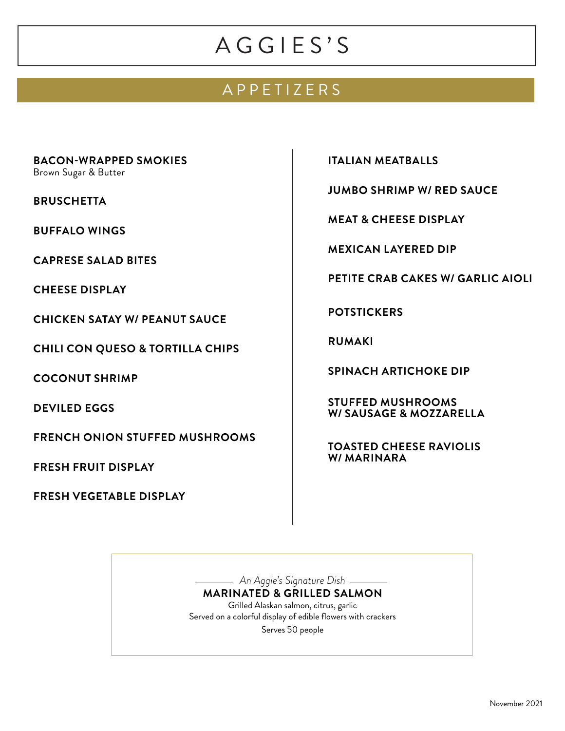# AGGIES'S

## APPETIZERS

**BACON-WRAPPED SMOKIES**
Brown Sugar & Butter

**BRUSCHETTA**

**BUFFALO WINGS**

**CAPRESE SALAD BITES**

**CHEESE DISPLAY**

**CHICKEN SATAY W/ PEANUT SAUCE**

**CHILI CON QUESO & TORTILLA CHIPS**

**COCONUT SHRIMP**

**DEVILED EGGS**

**FRENCH ONION STUFFED MUSHROOMS**

**FRESH FRUIT DISPLAY**

**FRESH VEGETABLE DISPLAY**

**ITALIAN MEATBALLS**

**JUMBO SHRIMP W/ RED SAUCE**

**MEAT & CHEESE DISPLAY**

**MEXICAN LAYERED DIP**

**PETITE CRAB CAKES W/ GARLIC AIOLI**

**POTSTICKERS**

**RUMAKI**

**SPINACH ARTICHOKE DIP**

**STUFFED MUSHROOMS W/ SAUSAGE & MOZZARELLA**

**TOASTED CHEESE RAVIOLIS W/ MARINARA**

*An Aggie's Signature Dish*

**MARINATED & GRILLED SALMON**

Grilled Alaskan salmon, citrus, garlic
Served on a colorful display of edible flowers with crackers

Serves 50 people

November 2021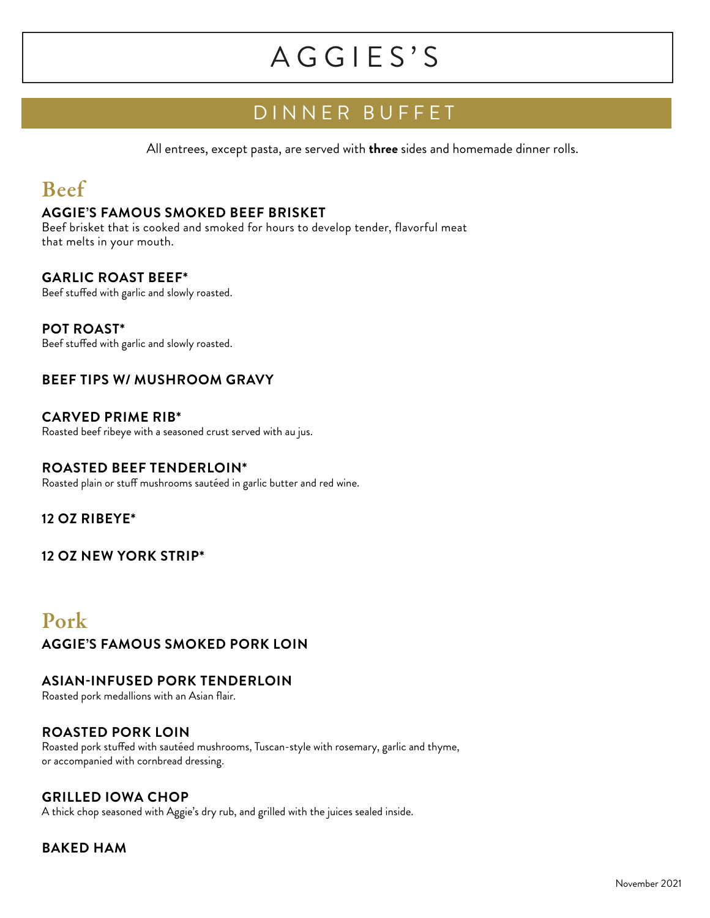# AGGIES'S

## DINNER BUFFET

All entrees, except pasta, are served with **three** sides and homemade dinner rolls.

## Beef

**AGGIE'S FAMOUS SMOKED BEEF BRISKET**
Beef brisket that is cooked and smoked for hours to develop tender, flavorful meat that melts in your mouth.

**GARLIC ROAST BEEF***
Beef stuffed with garlic and slowly roasted.

**POT ROAST***
Beef stuffed with garlic and slowly roasted.

**BEEF TIPS W/ MUSHROOM GRAVY**

**CARVED PRIME RIB***
Roasted beef ribeye with a seasoned crust served with au jus.

**ROASTED BEEF TENDERLOIN***
Roasted plain or stuff mushrooms sautéed in garlic butter and red wine.

**12 OZ RIBEYE***

**12 OZ NEW YORK STRIP***

## Pork

**AGGIE'S FAMOUS SMOKED PORK LOIN**

**ASIAN-INFUSED PORK TENDERLOIN**
Roasted pork medallions with an Asian flair.

**ROASTED PORK LOIN**
Roasted pork stuffed with sautéed mushrooms, Tuscan-style with rosemary, garlic and thyme, or accompanied with cornbread dressing.

**GRILLED IOWA CHOP**
A thick chop seasoned with Aggie's dry rub, and grilled with the juices sealed inside.

**BAKED HAM**

November 2021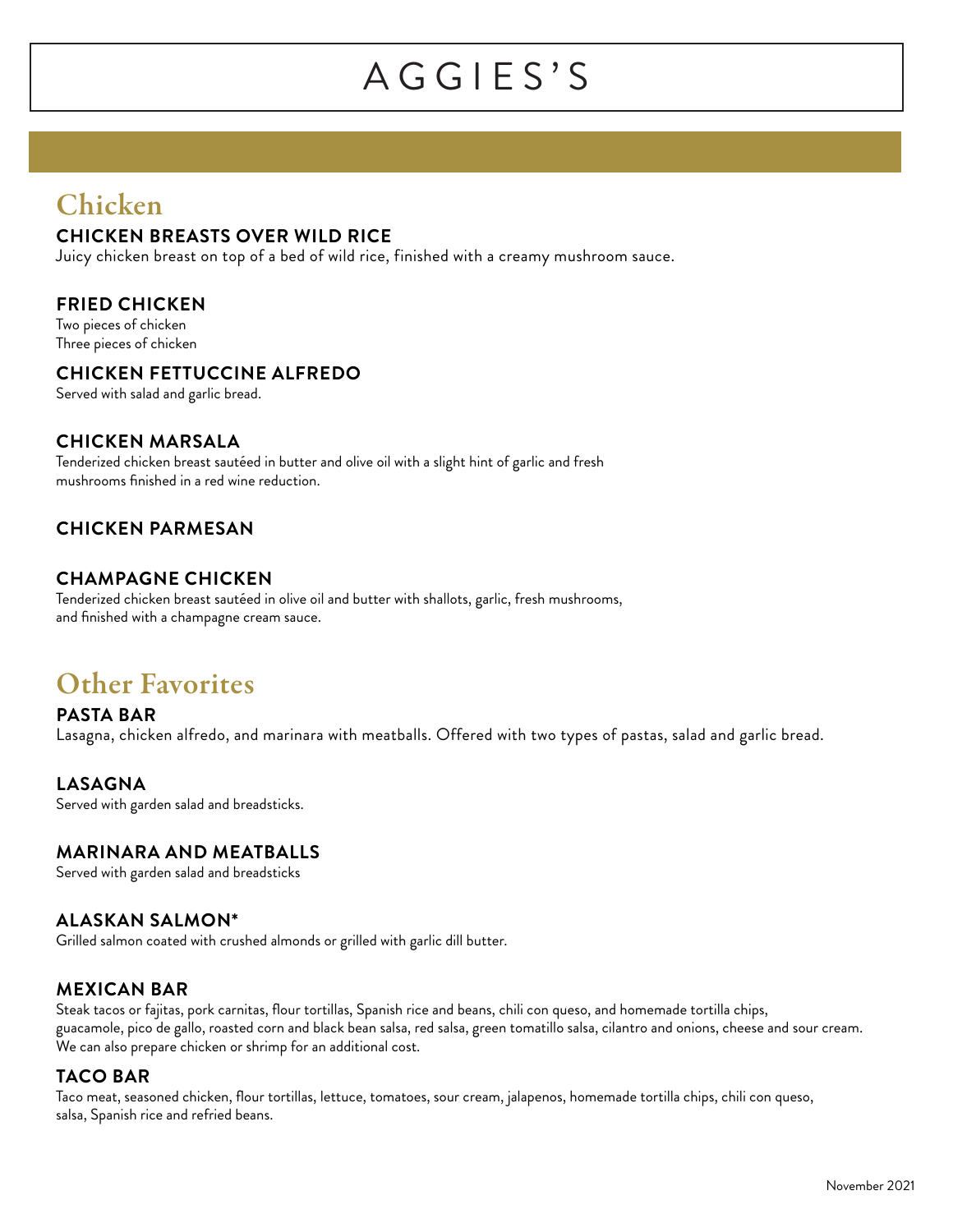# AGGIES'S

## Chicken

### CHICKEN BREASTS OVER WILD RICE

Juicy chicken breast on top of a bed of wild rice, finished with a creamy mushroom sauce.

### FRIED CHICKEN

Two pieces of chicken
Three pieces of chicken

### CHICKEN FETTUCCINE ALFREDO

Served with salad and garlic bread.

### CHICKEN MARSALA

Tenderized chicken breast sautéed in butter and olive oil with a slight hint of garlic and fresh mushrooms finished in a red wine reduction.

### CHICKEN PARMESAN

### CHAMPAGNE CHICKEN

Tenderized chicken breast sautéed in olive oil and butter with shallots, garlic, fresh mushrooms, and finished with a champagne cream sauce.

## Other Favorites

### PASTA BAR

Lasagna, chicken alfredo, and marinara with meatballs. Offered with two types of pastas, salad and garlic bread.

### LASAGNA

Served with garden salad and breadsticks.

### MARINARA AND MEATBALLS

Served with garden salad and breadsticks

### ALASKAN SALMON*

Grilled salmon coated with crushed almonds or grilled with garlic dill butter.

### MEXICAN BAR

Steak tacos or fajitas, pork carnitas, flour tortillas, Spanish rice and beans, chili con queso, and homemade tortilla chips, guacamole, pico de gallo, roasted corn and black bean salsa, red salsa, green tomatillo salsa, cilantro and onions, cheese and sour cream. We can also prepare chicken or shrimp for an additional cost.

### TACO BAR

Taco meat, seasoned chicken, flour tortillas, lettuce, tomatoes, sour cream, jalapenos, homemade tortilla chips, chili con queso, salsa, Spanish rice and refried beans.

November 2021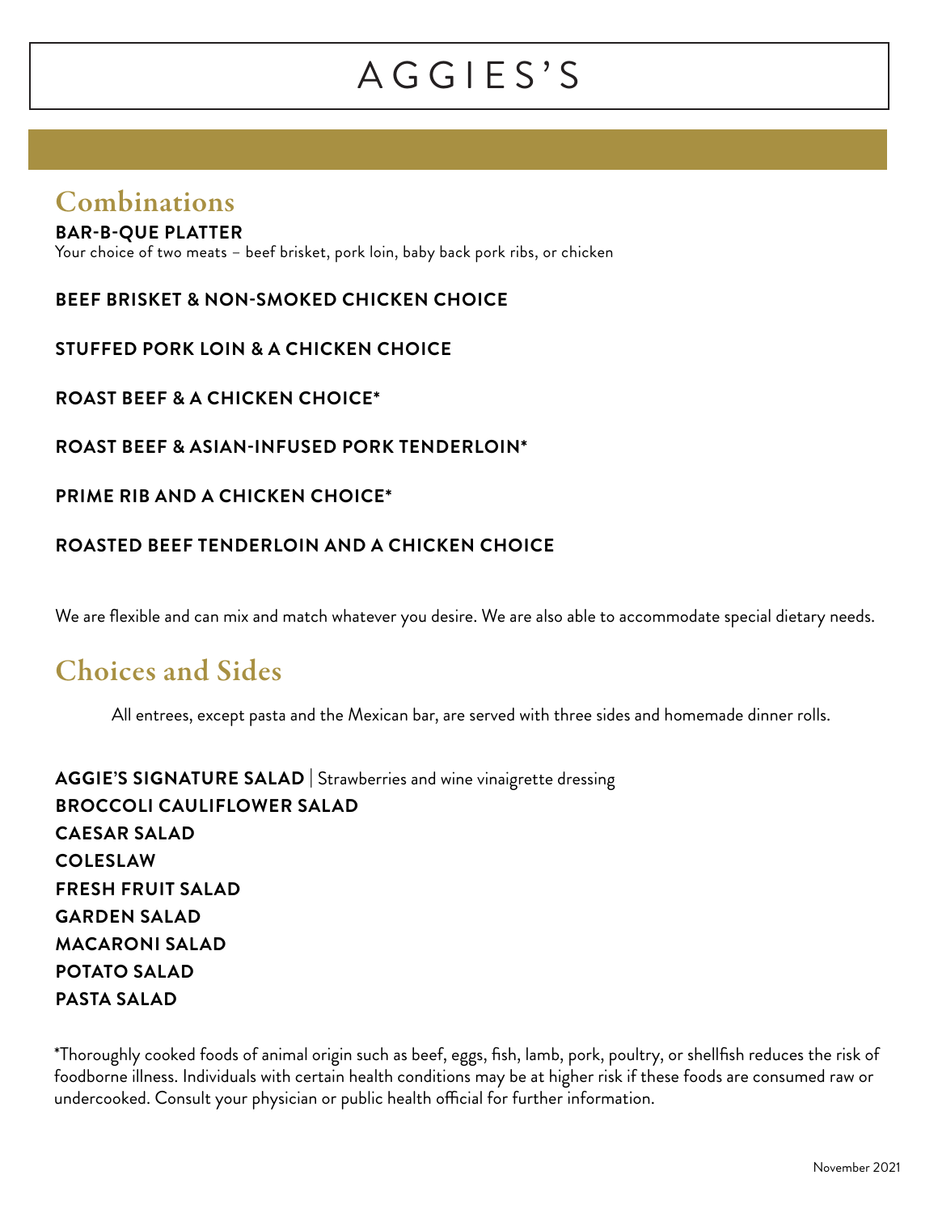# AGGIES'S

## Combinations

**BAR-B-QUE PLATTER**
Your choice of two meats – beef brisket, pork loin, baby back pork ribs, or chicken

**BEEF BRISKET & NON-SMOKED CHICKEN CHOICE**

**STUFFED PORK LOIN & A CHICKEN CHOICE**

**ROAST BEEF & A CHICKEN CHOICE***

**ROAST BEEF & ASIAN-INFUSED PORK TENDERLOIN***

**PRIME RIB AND A CHICKEN CHOICE***

**ROASTED BEEF TENDERLOIN AND A CHICKEN CHOICE**

We are flexible and can mix and match whatever you desire. We are also able to accommodate special dietary needs.

## Choices and Sides

All entrees, except pasta and the Mexican bar, are served with three sides and homemade dinner rolls.

**AGGIE'S SIGNATURE SALAD** | Strawberries and wine vinaigrette dressing
**BROCCOLI CAULIFLOWER SALAD**
**CAESAR SALAD**
**COLESLAW**
**FRESH FRUIT SALAD**
**GARDEN SALAD**
**MACARONI SALAD**
**POTATO SALAD**
**PASTA SALAD**

*Thoroughly cooked foods of animal origin such as beef, eggs, fish, lamb, pork, poultry, or shellfish reduces the risk of foodborne illness. Individuals with certain health conditions may be at higher risk if these foods are consumed raw or undercooked. Consult your physician or public health official for further information.

November 2021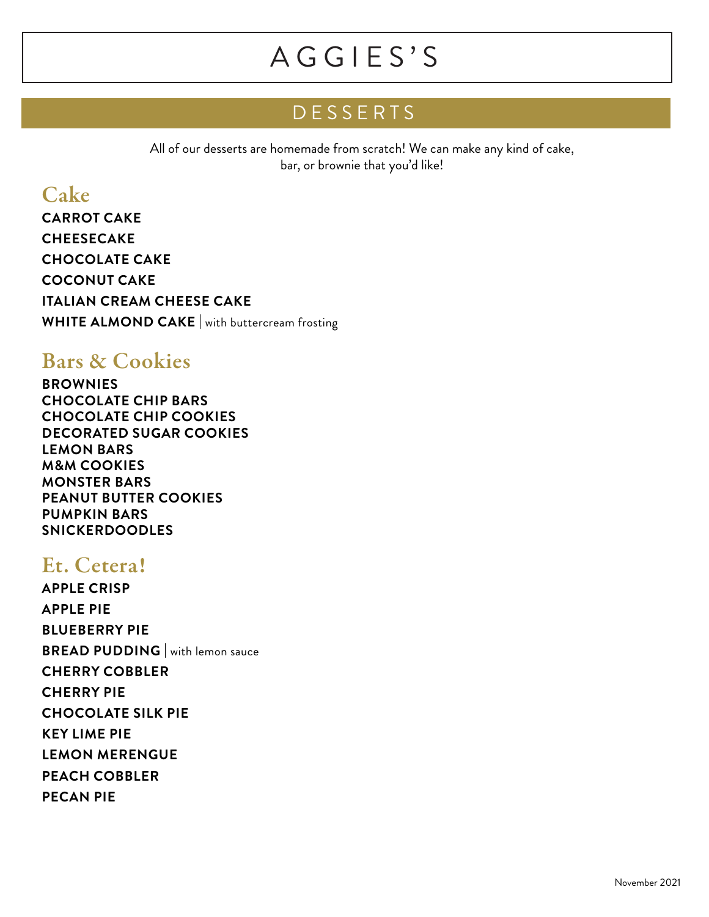# AGGIES'S

## DESSERTS

All of our desserts are homemade from scratch! We can make any kind of cake, bar, or brownie that you'd like!

### Cake

**CARROT CAKE**

**CHEESECAKE**

**CHOCOLATE CAKE**

**COCONUT CAKE**

**ITALIAN CREAM CHEESE CAKE**

**WHITE ALMOND CAKE** | with buttercream frosting

### Bars & Cookies

**BROWNIES**
**CHOCOLATE CHIP BARS**
**CHOCOLATE CHIP COOKIES**
**DECORATED SUGAR COOKIES**
**LEMON BARS**
**M&M COOKIES**
**MONSTER BARS**
**PEANUT BUTTER COOKIES**
**PUMPKIN BARS**
**SNICKERDOODLES**

### Et. Cetera!

**APPLE CRISP**

**APPLE PIE**

**BLUEBERRY PIE**

**BREAD PUDDING** | with lemon sauce

**CHERRY COBBLER**

**CHERRY PIE**

**CHOCOLATE SILK PIE**

**KEY LIME PIE**

**LEMON MERENGUE**

**PEACH COBBLER**

**PECAN PIE**

November 2021